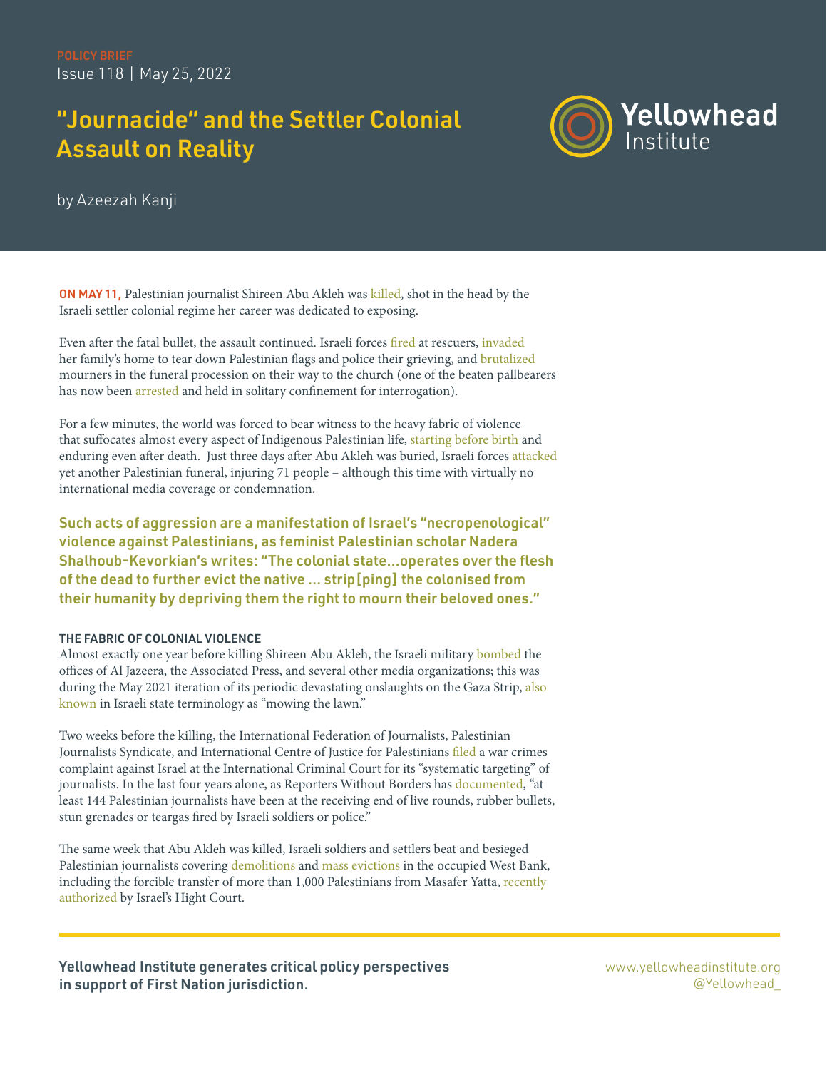POLICY BRIEF
Issue 118 | May 25, 2022

# "Journacide" and the Settler Colonial Assault on Reality

by Azeezah Kanji

**ON MAY 11,** Palestinian journalist Shireen Abu Akleh was killed, shot in the head by the Israeli settler colonial regime her career was dedicated to exposing.

Even after the fatal bullet, the assault continued. Israeli forces fired at rescuers, invaded her family's home to tear down Palestinian flags and police their grieving, and brutalized mourners in the funeral procession on their way to the church (one of the beaten pallbearers has now been arrested and held in solitary confinement for interrogation).

For a few minutes, the world was forced to bear witness to the heavy fabric of violence that suffocates almost every aspect of Indigenous Palestinian life, starting before birth and enduring even after death. Just three days after Abu Akleh was buried, Israeli forces attacked yet another Palestinian funeral, injuring 71 people – although this time with virtually no international media coverage or condemnation.

**Such acts of aggression are a manifestation of Israel's "necropenological" violence against Palestinians, as feminist Palestinian scholar Nadera Shalhoub-Kevorkian's writes: "The colonial state...operates over the flesh of the dead to further evict the native ... strip[ping] the colonised from their humanity by depriving them the right to mourn their beloved ones."**

### THE FABRIC OF COLONIAL VIOLENCE

Almost exactly one year before killing Shireen Abu Akleh, the Israeli military bombed the offices of Al Jazeera, the Associated Press, and several other media organizations; this was during the May 2021 iteration of its periodic devastating onslaughts on the Gaza Strip, also known in Israeli state terminology as "mowing the lawn."

Two weeks before the killing, the International Federation of Journalists, Palestinian Journalists Syndicate, and International Centre of Justice for Palestinians filed a war crimes complaint against Israel at the International Criminal Court for its "systematic targeting" of journalists. In the last four years alone, as Reporters Without Borders has documented, "at least 144 Palestinian journalists have been at the receiving end of live rounds, rubber bullets, stun grenades or teargas fired by Israeli soldiers or police."

The same week that Abu Akleh was killed, Israeli soldiers and settlers beat and besieged Palestinian journalists covering demolitions and mass evictions in the occupied West Bank, including the forcible transfer of more than 1,000 Palestinians from Masafer Yatta, recently authorized by Israel's Hight Court.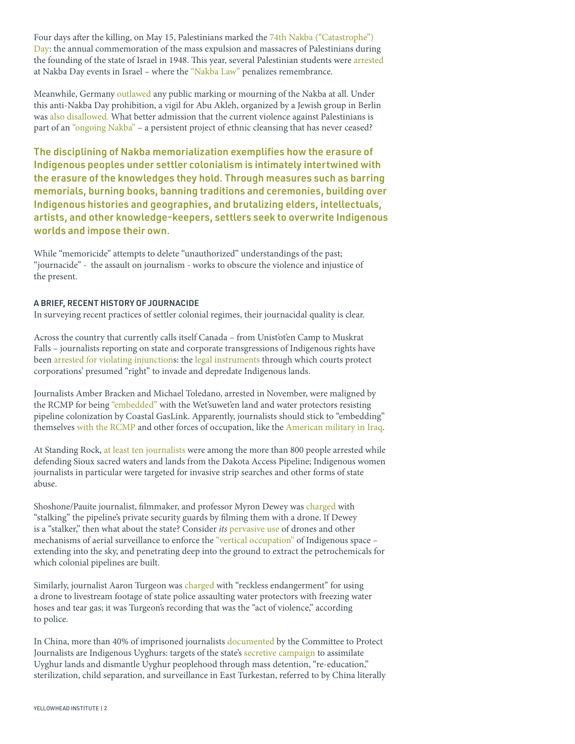Four days after the killing, on May 15, Palestinians marked the 74th Nakba ("Catastrophe") Day: the annual commemoration of the mass expulsion and massacres of Palestinians during the founding of the state of Israel in 1948. This year, several Palestinian students were arrested at Nakba Day events in Israel – where the "Nakba Law" penalizes remembrance.

Meanwhile, Germany outlawed any public marking or mourning of the Nakba at all. Under this anti-Nakba Day prohibition, a vigil for Abu Akleh, organized by a Jewish group in Berlin was also disallowed. What better admission that the current violence against Palestinians is part of an "ongoing Nakba" – a persistent project of ethnic cleansing that has never ceased?

**The disciplining of Nakba memorialization exemplifies how the erasure of Indigenous peoples under settler colonialism is intimately intertwined with the erasure of the knowledges they hold. Through measures such as barring memorials, burning books, banning traditions and ceremonies, building over Indigenous histories and geographies, and brutalizing elders, intellectuals, artists, and other knowledge-keepers, settlers seek to overwrite Indigenous worlds and impose their own.**

While "memoricide" attempts to delete "unauthorized" understandings of the past; "journacide" - the assault on journalism - works to obscure the violence and injustice of the present.

### A BRIEF, RECENT HISTORY OF JOURNACIDE

In surveying recent practices of settler colonial regimes, their journacidal quality is clear.

Across the country that currently calls itself Canada – from Unist'ot'en Camp to Muskrat Falls – journalists reporting on state and corporate transgressions of Indigenous rights have been arrested for violating injunctions: the legal instruments through which courts protect corporations' presumed "right" to invade and depredate Indigenous lands.

Journalists Amber Bracken and Michael Toledano, arrested in November, were maligned by the RCMP for being "embedded" with the Wet'suwet'en land and water protectors resisting pipeline colonization by Coastal GasLink. Apparently, journalists should stick to "embedding" themselves with the RCMP and other forces of occupation, like the American military in Iraq.

At Standing Rock, at least ten journalists were among the more than 800 people arrested while defending Sioux sacred waters and lands from the Dakota Access Pipeline; Indigenous women journalists in particular were targeted for invasive strip searches and other forms of state abuse.

Shoshone/Pauite journalist, filmmaker, and professor Myron Dewey was charged with "stalking" the pipeline's private security guards by filming them with a drone. If Dewey is a "stalker," then what about the state? Consider *its* pervasive use of drones and other mechanisms of aerial surveillance to enforce the "vertical occupation" of Indigenous space – extending into the sky, and penetrating deep into the ground to extract the petrochemicals for which colonial pipelines are built.

Similarly, journalist Aaron Turgeon was charged with "reckless endangerment" for using a drone to livestream footage of state police assaulting water protectors with freezing water hoses and tear gas; it was Turgeon's recording that was the "act of violence," according to police.

In China, more than 40% of imprisoned journalists documented by the Committee to Protect Journalists are Indigenous Uyghurs: targets of the state's secretive campaign to assimilate Uyghur lands and dismantle Uyghur peoplehood through mass detention, "re-education," sterilization, child separation, and surveillance in East Turkestan, referred to by China literally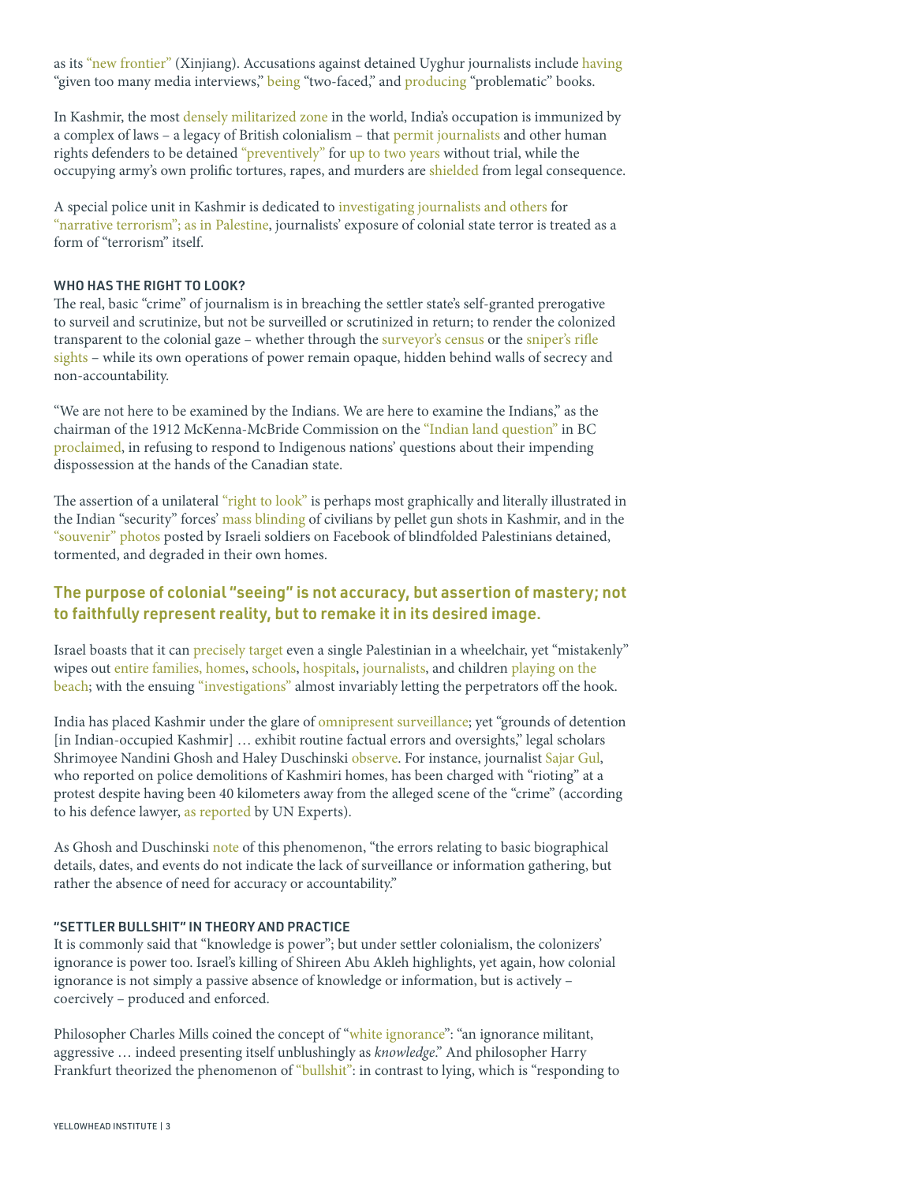as its "new frontier" (Xinjiang). Accusations against detained Uyghur journalists include having "given too many media interviews," being "two-faced," and producing "problematic" books.

In Kashmir, the most densely militarized zone in the world, India's occupation is immunized by a complex of laws – a legacy of British colonialism – that permit journalists and other human rights defenders to be detained "preventively" for up to two years without trial, while the occupying army's own prolific tortures, rapes, and murders are shielded from legal consequence.

A special police unit in Kashmir is dedicated to investigating journalists and others for "narrative terrorism"; as in Palestine, journalists' exposure of colonial state terror is treated as a form of "terrorism" itself.

#### WHO HAS THE RIGHT TO LOOK?

The real, basic "crime" of journalism is in breaching the settler state's self-granted prerogative to surveil and scrutinize, but not be surveilled or scrutinized in return; to render the colonized transparent to the colonial gaze – whether through the surveyor's census or the sniper's rifle sights – while its own operations of power remain opaque, hidden behind walls of secrecy and non-accountability.

"We are not here to be examined by the Indians. We are here to examine the Indians," as the chairman of the 1912 McKenna-McBride Commission on the "Indian land question" in BC proclaimed, in refusing to respond to Indigenous nations' questions about their impending dispossession at the hands of the Canadian state.

The assertion of a unilateral "right to look" is perhaps most graphically and literally illustrated in the Indian "security" forces' mass blinding of civilians by pellet gun shots in Kashmir, and in the "souvenir" photos posted by Israeli soldiers on Facebook of blindfolded Palestinians detained, tormented, and degraded in their own homes.

### The purpose of colonial "seeing" is not accuracy, but assertion of mastery; not to faithfully represent reality, but to remake it in its desired image.

Israel boasts that it can precisely target even a single Palestinian in a wheelchair, yet "mistakenly" wipes out entire families, homes, schools, hospitals, journalists, and children playing on the beach; with the ensuing "investigations" almost invariably letting the perpetrators off the hook.

India has placed Kashmir under the glare of omnipresent surveillance; yet "grounds of detention [in Indian-occupied Kashmir] … exhibit routine factual errors and oversights," legal scholars Shrimoyee Nandini Ghosh and Haley Duschinski observe. For instance, journalist Sajar Gul, who reported on police demolitions of Kashmiri homes, has been charged with "rioting" at a protest despite having been 40 kilometers away from the alleged scene of the "crime" (according to his defence lawyer, as reported by UN Experts).

As Ghosh and Duschinski note of this phenomenon, "the errors relating to basic biographical details, dates, and events do not indicate the lack of surveillance or information gathering, but rather the absence of need for accuracy or accountability."

#### "SETTLER BULLSHIT" IN THEORY AND PRACTICE

It is commonly said that "knowledge is power"; but under settler colonialism, the colonizers' ignorance is power too. Israel's killing of Shireen Abu Akleh highlights, yet again, how colonial ignorance is not simply a passive absence of knowledge or information, but is actively – coercively – produced and enforced.

Philosopher Charles Mills coined the concept of "white ignorance": "an ignorance militant, aggressive … indeed presenting itself unblushingly as *knowledge*." And philosopher Harry Frankfurt theorized the phenomenon of "bullshit": in contrast to lying, which is "responding to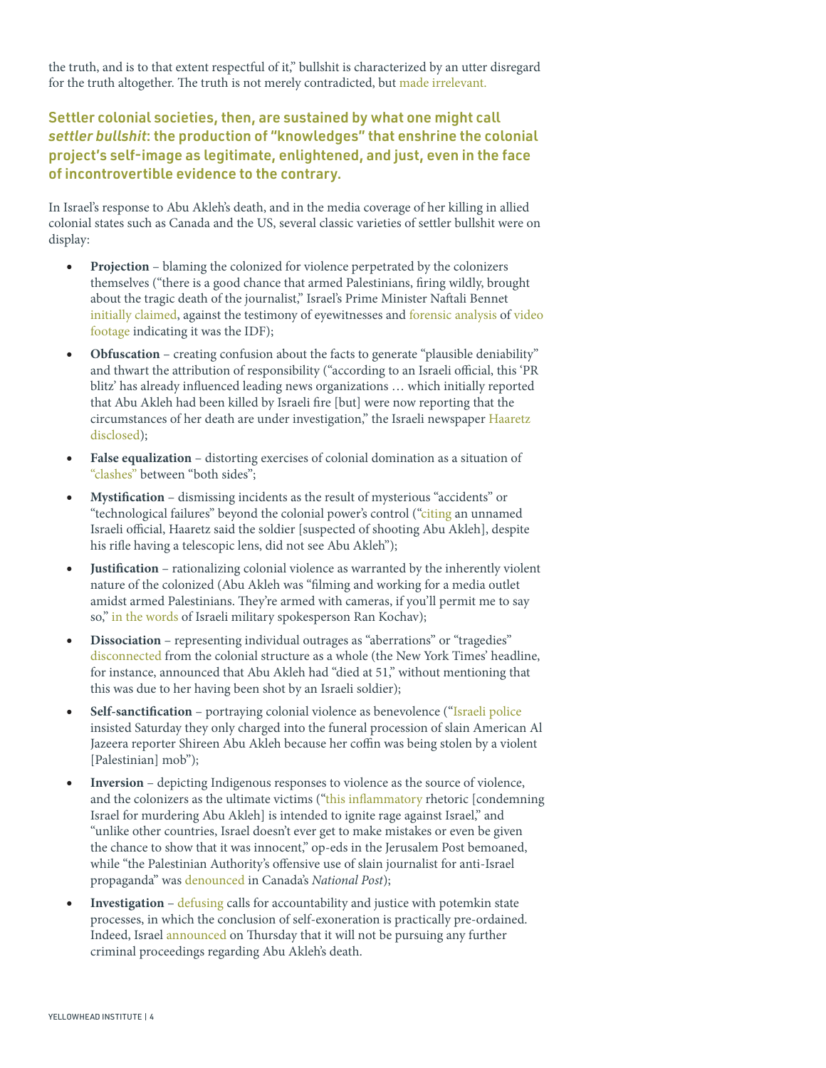the truth, and is to that extent respectful of it," bullshit is characterized by an utter disregard for the truth altogether. The truth is not merely contradicted, but made irrelevant.

**Settler colonial societies, then, are sustained by what one might call *settler bullshit*: the production of "knowledges" that enshrine the colonial project's self-image as legitimate, enlightened, and just, even in the face of incontrovertible evidence to the contrary.**

In Israel's response to Abu Akleh's death, and in the media coverage of her killing in allied colonial states such as Canada and the US, several classic varieties of settler bullshit were on display:

- **Projection** – blaming the colonized for violence perpetrated by the colonizers themselves ("there is a good chance that armed Palestinians, firing wildly, brought about the tragic death of the journalist," Israel's Prime Minister Naftali Bennet initially claimed, against the testimony of eyewitnesses and forensic analysis of video footage indicating it was the IDF);
- **Obfuscation** – creating confusion about the facts to generate "plausible deniability" and thwart the attribution of responsibility ("according to an Israeli official, this 'PR blitz' has already influenced leading news organizations … which initially reported that Abu Akleh had been killed by Israeli fire [but] were now reporting that the circumstances of her death are under investigation," the Israeli newspaper Haaretz disclosed);
- **False equalization** – distorting exercises of colonial domination as a situation of "clashes" between "both sides";
- **Mystification** – dismissing incidents as the result of mysterious "accidents" or "technological failures" beyond the colonial power's control ("citing an unnamed Israeli official, Haaretz said the soldier [suspected of shooting Abu Akleh], despite his rifle having a telescopic lens, did not see Abu Akleh");
- **Justification** – rationalizing colonial violence as warranted by the inherently violent nature of the colonized (Abu Akleh was "filming and working for a media outlet amidst armed Palestinians. They're armed with cameras, if you'll permit me to say so," in the words of Israeli military spokesperson Ran Kochav);
- **Dissociation** – representing individual outrages as "aberrations" or "tragedies" disconnected from the colonial structure as a whole (the New York Times' headline, for instance, announced that Abu Akleh had "died at 51," without mentioning that this was due to her having been shot by an Israeli soldier);
- **Self-sanctification** – portraying colonial violence as benevolence ("Israeli police insisted Saturday they only charged into the funeral procession of slain American Al Jazeera reporter Shireen Abu Akleh because her coffin was being stolen by a violent [Palestinian] mob");
- **Inversion** – depicting Indigenous responses to violence as the source of violence, and the colonizers as the ultimate victims ("this inflammatory rhetoric [condemning Israel for murdering Abu Akleh] is intended to ignite rage against Israel," and "unlike other countries, Israel doesn't ever get to make mistakes or even be given the chance to show that it was innocent," op-eds in the Jerusalem Post bemoaned, while "the Palestinian Authority's offensive use of slain journalist for anti-Israel propaganda" was denounced in Canada's *National Post*);
- **Investigation** – defusing calls for accountability and justice with potemkin state processes, in which the conclusion of self-exoneration is practically pre-ordained. Indeed, Israel announced on Thursday that it will not be pursuing any further criminal proceedings regarding Abu Akleh's death.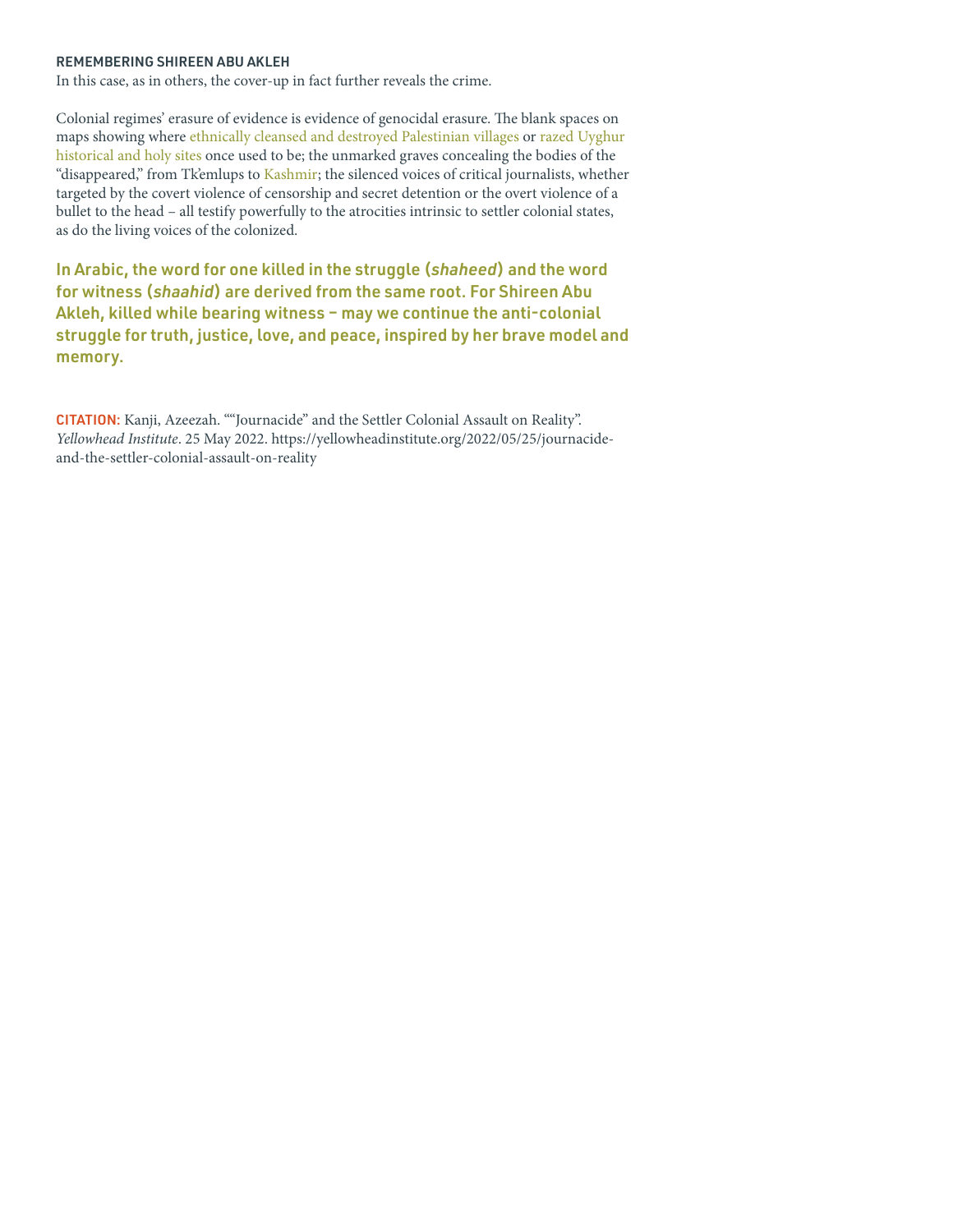REMEMBERING SHIREEN ABU AKLEH

In this case, as in others, the cover-up in fact further reveals the crime.

Colonial regimes' erasure of evidence is evidence of genocidal erasure. The blank spaces on maps showing where ethnically cleansed and destroyed Palestinian villages or razed Uyghur historical and holy sites once used to be; the unmarked graves concealing the bodies of the "disappeared," from Tk'emlups to Kashmir; the silenced voices of critical journalists, whether targeted by the covert violence of censorship and secret detention or the overt violence of a bullet to the head – all testify powerfully to the atrocities intrinsic to settler colonial states, as do the living voices of the colonized.

**In Arabic, the word for one killed in the struggle (*shaheed*) and the word for witness (*shaahid*) are derived from the same root. For Shireen Abu Akleh, killed while bearing witness – may we continue the anti-colonial struggle for truth, justice, love, and peace, inspired by her brave model and memory.**

**CITATION:** Kanji, Azeezah. ""Journacide" and the Settler Colonial Assault on Reality". *Yellowhead Institute*. 25 May 2022. https://yellowheadinstitute.org/2022/05/25/journacide-and-the-settler-colonial-assault-on-reality